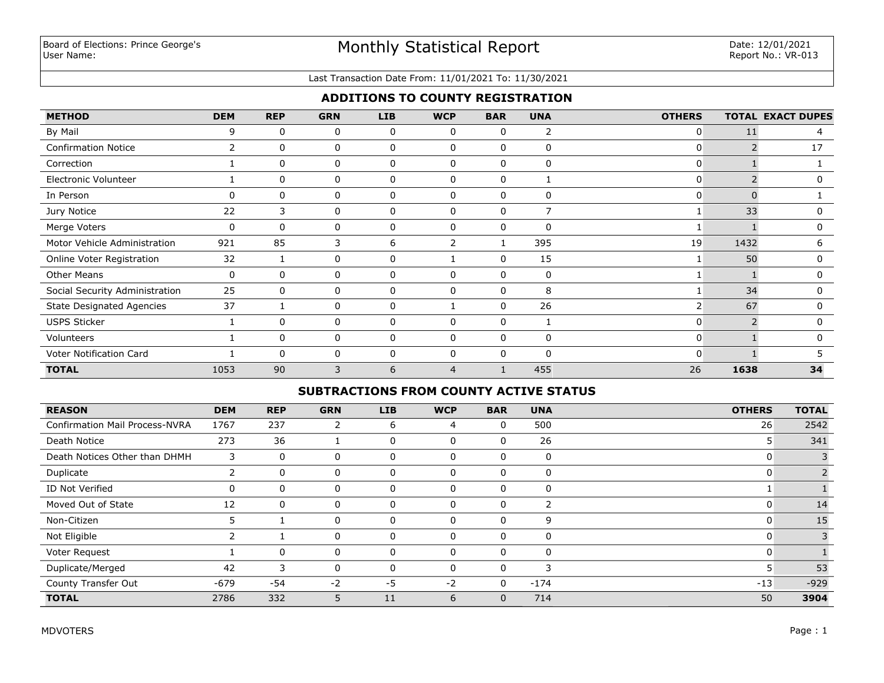Board of Elections: Prince George's
User Name:

# Monthly Statistical Report

Date: 12/01/2021
Report No.: VR-013

Last Transaction Date From: 11/01/2021 To: 11/30/2021

## ADDITIONS TO COUNTY REGISTRATION

| METHOD | DEM | REP | GRN | LIB | WCP | BAR | UNA | OTHERS | TOTAL | EXACT DUPES |
|---|---|---|---|---|---|---|---|---|---|---|
| By Mail | 9 | 0 | 0 | 0 | 0 | 0 | 2 | 0 | 11 | 4 |
| Confirmation Notice | 2 | 0 | 0 | 0 | 0 | 0 | 0 | 0 | 2 | 17 |
| Correction | 1 | 0 | 0 | 0 | 0 | 0 | 0 | 0 | 1 | 1 |
| Electronic Volunteer | 1 | 0 | 0 | 0 | 0 | 0 | 1 | 0 | 2 | 0 |
| In Person | 0 | 0 | 0 | 0 | 0 | 0 | 0 | 0 | 0 | 1 |
| Jury Notice | 22 | 3 | 0 | 0 | 0 | 0 | 7 | 1 | 33 | 0 |
| Merge Voters | 0 | 0 | 0 | 0 | 0 | 0 | 0 | 1 | 1 | 0 |
| Motor Vehicle Administration | 921 | 85 | 3 | 6 | 2 | 1 | 395 | 19 | 1432 | 6 |
| Online Voter Registration | 32 | 1 | 0 | 0 | 1 | 0 | 15 | 1 | 50 | 0 |
| Other Means | 0 | 0 | 0 | 0 | 0 | 0 | 0 | 1 | 1 | 0 |
| Social Security Administration | 25 | 0 | 0 | 0 | 0 | 0 | 8 | 1 | 34 | 0 |
| State Designated Agencies | 37 | 1 | 0 | 0 | 1 | 0 | 26 | 2 | 67 | 0 |
| USPS Sticker | 1 | 0 | 0 | 0 | 0 | 0 | 1 | 0 | 2 | 0 |
| Volunteers | 1 | 0 | 0 | 0 | 0 | 0 | 0 | 0 | 1 | 0 |
| Voter Notification Card | 1 | 0 | 0 | 0 | 0 | 0 | 0 | 0 | 1 | 5 |
| **TOTAL** | 1053 | 90 | 3 | 6 | 4 | 1 | 455 | 26 | **1638** | **34** |

## SUBTRACTIONS FROM COUNTY ACTIVE STATUS

| REASON | DEM | REP | GRN | LIB | WCP | BAR | UNA | OTHERS | TOTAL |
|---|---|---|---|---|---|---|---|---|---|
| Confirmation Mail Process-NVRA | 1767 | 237 | 2 | 6 | 4 | 0 | 500 | 26 | 2542 |
| Death Notice | 273 | 36 | 1 | 0 | 0 | 0 | 26 | 5 | 341 |
| Death Notices Other than DHMH | 3 | 0 | 0 | 0 | 0 | 0 | 0 | 0 | 3 |
| Duplicate | 2 | 0 | 0 | 0 | 0 | 0 | 0 | 0 | 2 |
| ID Not Verified | 0 | 0 | 0 | 0 | 0 | 0 | 0 | 1 | 1 |
| Moved Out of State | 12 | 0 | 0 | 0 | 0 | 0 | 2 | 0 | 14 |
| Non-Citizen | 5 | 1 | 0 | 0 | 0 | 0 | 9 | 0 | 15 |
| Not Eligible | 2 | 1 | 0 | 0 | 0 | 0 | 0 | 0 | 3 |
| Voter Request | 1 | 0 | 0 | 0 | 0 | 0 | 0 | 0 | 1 |
| Duplicate/Merged | 42 | 3 | 0 | 0 | 0 | 0 | 3 | 5 | 53 |
| County Transfer Out | -679 | -54 | -2 | -5 | -2 | 0 | -174 | -13 | -929 |
| **TOTAL** | 2786 | 332 | 5 | 11 | 6 | 0 | 714 | 50 | **3904** |

MDVOTERS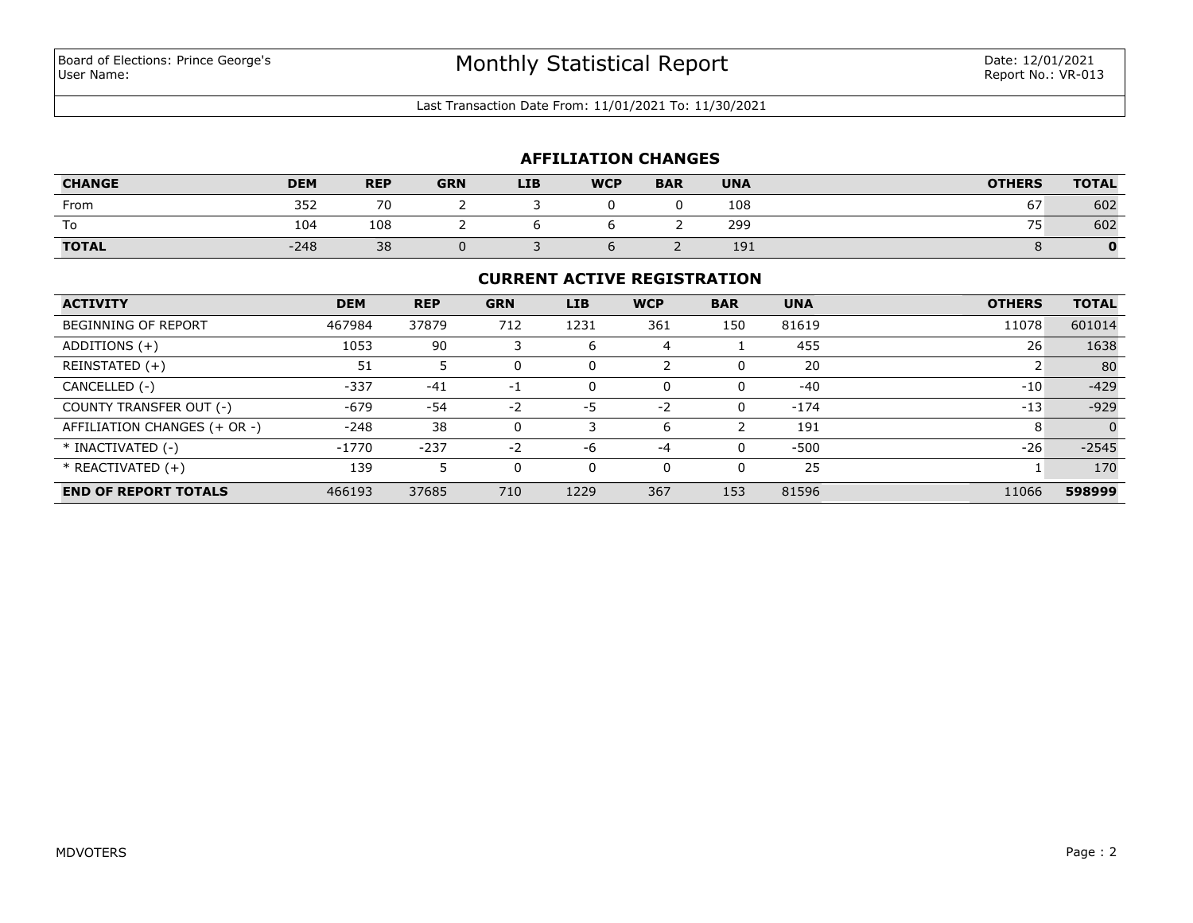Board of Elections: Prince George's
User Name:

# Monthly Statistical Report

Date: 12/01/2021
Report No.: VR-013

Last Transaction Date From: 11/01/2021 To: 11/30/2021

## AFFILIATION CHANGES

| CHANGE | DEM | REP | GRN | LIB | WCP | BAR | UNA | OTHERS | TOTAL |
|---|---|---|---|---|---|---|---|---|---|
| From | 352 | 70 | 2 | 3 | 0 | 0 | 108 | 67 | 602 |
| To | 104 | 108 | 2 | 6 | 6 | 2 | 299 | 75 | 602 |
| **TOTAL** | -248 | 38 | 0 | 3 | 6 | 2 | 191 | 8 | **0** |

## CURRENT ACTIVE REGISTRATION

| ACTIVITY | DEM | REP | GRN | LIB | WCP | BAR | UNA | OTHERS | TOTAL |
|---|---|---|---|---|---|---|---|---|---|
| BEGINNING OF REPORT | 467984 | 37879 | 712 | 1231 | 361 | 150 | 81619 | 11078 | 601014 |
| ADDITIONS (+) | 1053 | 90 | 3 | 6 | 4 | 1 | 455 | 26 | 1638 |
| REINSTATED (+) | 51 | 5 | 0 | 0 | 2 | 0 | 20 | 2 | 80 |
| CANCELLED (-) | -337 | -41 | -1 | 0 | 0 | 0 | -40 | -10 | -429 |
| COUNTY TRANSFER OUT (-) | -679 | -54 | -2 | -5 | -2 | 0 | -174 | -13 | -929 |
| AFFILIATION CHANGES (+ OR -) | -248 | 38 | 0 | 3 | 6 | 2 | 191 | 8 | 0 |
| * INACTIVATED (-) | -1770 | -237 | -2 | -6 | -4 | 0 | -500 | -26 | -2545 |
| * REACTIVATED (+) | 139 | 5 | 0 | 0 | 0 | 0 | 25 | 1 | 170 |
| **END OF REPORT TOTALS** | 466193 | 37685 | 710 | 1229 | 367 | 153 | 81596 | 11066 | **598999** |

MDVOTERS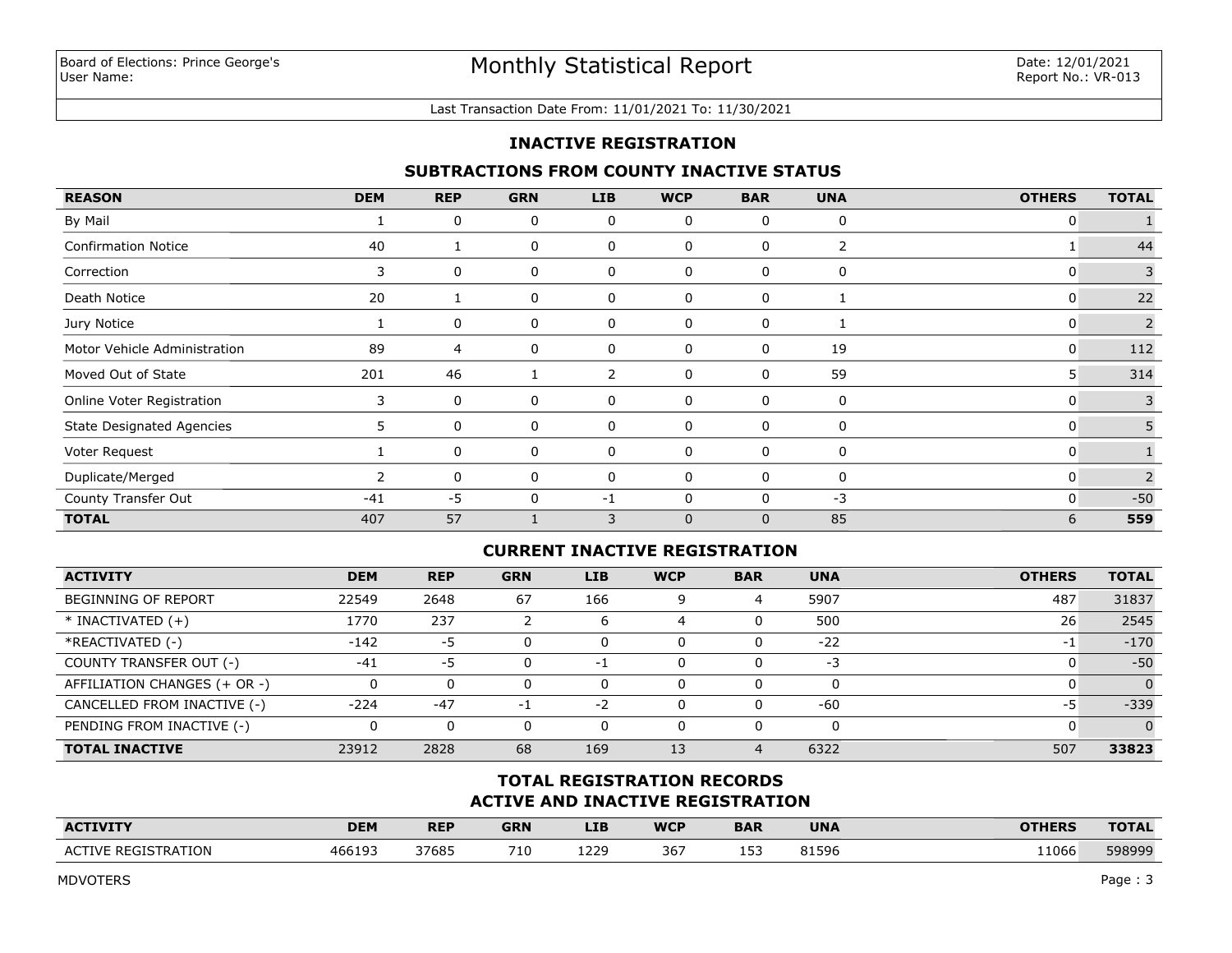Board of Elections: Prince George's
User Name:

# Monthly Statistical Report

Date: 12/01/2021
Report No.: VR-013

Last Transaction Date From: 11/01/2021 To: 11/30/2021

## INACTIVE REGISTRATION

### SUBTRACTIONS FROM COUNTY INACTIVE STATUS

| REASON | DEM | REP | GRN | LIB | WCP | BAR | UNA | OTHERS | TOTAL |
|---|---|---|---|---|---|---|---|---|---|
| By Mail | 1 | 0 | 0 | 0 | 0 | 0 | 0 | 0 | 1 |
| Confirmation Notice | 40 | 1 | 0 | 0 | 0 | 0 | 2 | 1 | 44 |
| Correction | 3 | 0 | 0 | 0 | 0 | 0 | 0 | 0 | 3 |
| Death Notice | 20 | 1 | 0 | 0 | 0 | 0 | 1 | 0 | 22 |
| Jury Notice | 1 | 0 | 0 | 0 | 0 | 0 | 1 | 0 | 2 |
| Motor Vehicle Administration | 89 | 4 | 0 | 0 | 0 | 0 | 19 | 0 | 112 |
| Moved Out of State | 201 | 46 | 1 | 2 | 0 | 0 | 59 | 5 | 314 |
| Online Voter Registration | 3 | 0 | 0 | 0 | 0 | 0 | 0 | 0 | 3 |
| State Designated Agencies | 5 | 0 | 0 | 0 | 0 | 0 | 0 | 0 | 5 |
| Voter Request | 1 | 0 | 0 | 0 | 0 | 0 | 0 | 0 | 1 |
| Duplicate/Merged | 2 | 0 | 0 | 0 | 0 | 0 | 0 | 0 | 2 |
| County Transfer Out | -41 | -5 | 0 | -1 | 0 | 0 | -3 | 0 | -50 |
| **TOTAL** | 407 | 57 | 1 | 3 | 0 | 0 | 85 | 6 | **559** |

### CURRENT INACTIVE REGISTRATION

| ACTIVITY | DEM | REP | GRN | LIB | WCP | BAR | UNA | OTHERS | TOTAL |
|---|---|---|---|---|---|---|---|---|---|
| BEGINNING OF REPORT | 22549 | 2648 | 67 | 166 | 9 | 4 | 5907 | 487 | 31837 |
| * INACTIVATED (+) | 1770 | 237 | 2 | 6 | 4 | 0 | 500 | 26 | 2545 |
| *REACTIVATED (-) | -142 | -5 | 0 | 0 | 0 | 0 | -22 | -1 | -170 |
| COUNTY TRANSFER OUT (-) | -41 | -5 | 0 | -1 | 0 | 0 | -3 | 0 | -50 |
| AFFILIATION CHANGES (+ OR -) | 0 | 0 | 0 | 0 | 0 | 0 | 0 | 0 | 0 |
| CANCELLED FROM INACTIVE (-) | -224 | -47 | -1 | -2 | 0 | 0 | -60 | -5 | -339 |
| PENDING FROM INACTIVE (-) | 0 | 0 | 0 | 0 | 0 | 0 | 0 | 0 | 0 |
| **TOTAL INACTIVE** | 23912 | 2828 | 68 | 169 | 13 | 4 | 6322 | 507 | **33823** |

### TOTAL REGISTRATION RECORDS
### ACTIVE AND INACTIVE REGISTRATION

| ACTIVITY | DEM | REP | GRN | LIB | WCP | BAR | UNA | OTHERS | TOTAL |
|---|---|---|---|---|---|---|---|---|---|
| ACTIVE REGISTRATION | 466193 | 37685 | 710 | 1229 | 367 | 153 | 81596 | 11066 | 598999 |

MDVOTERS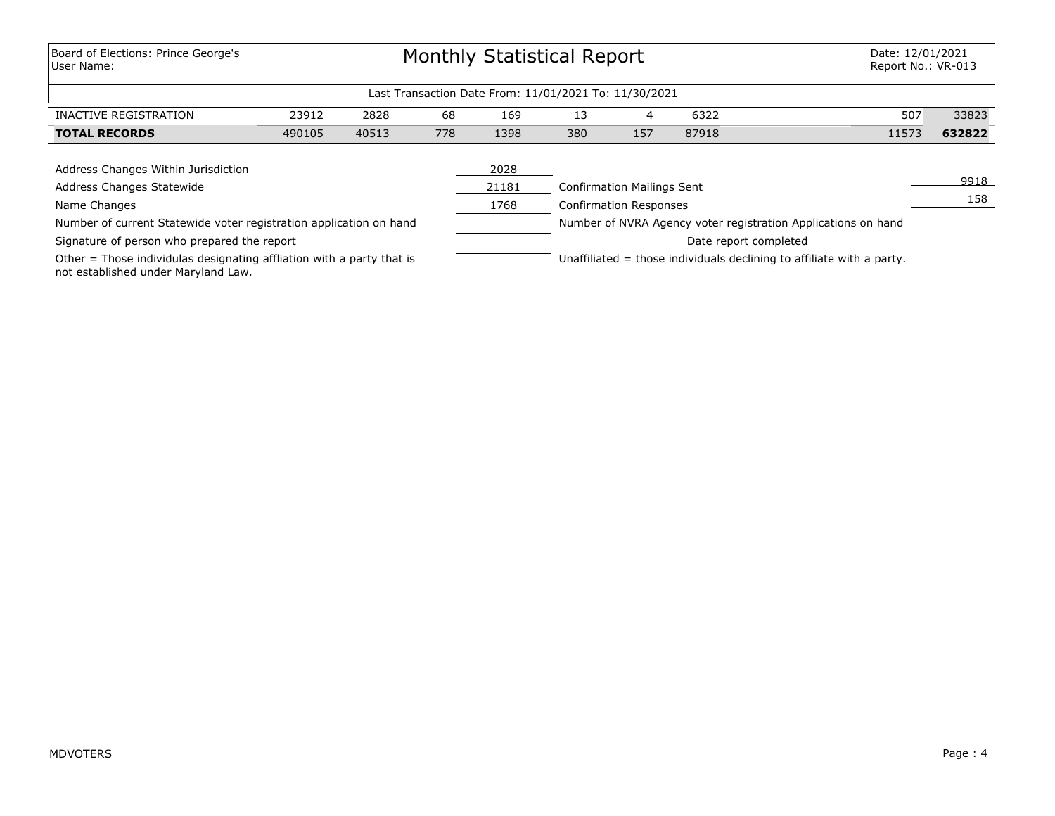Board of Elections: Prince George's
User Name:

# Monthly Statistical Report

Date: 12/01/2021
Report No.: VR-013

Last Transaction Date From: 11/01/2021 To: 11/30/2021

| | | | | | | | | | |
|---|---|---|---|---|---|---|---|---|---|
| INACTIVE REGISTRATION | 23912 | 2828 | 68 | 169 | 13 | 4 | 6322 | 507 | 33823 |
| **TOTAL RECORDS** | 490105 | 40513 | 778 | 1398 | 380 | 157 | 87918 | 11573 | **632822** |

| | | | |
|---|---|---|---|
| Address Changes Within Jurisdiction | 2028 | | |
| Address Changes Statewide | 21181 | Confirmation Mailings Sent | 9918 |
| Name Changes | 1768 | Confirmation Responses | 158 |
| Number of current Statewide voter registration application on hand | | Number of NVRA Agency voter registration Applications on hand | |
| Signature of person who prepared the report | | Date report completed | |

Other = Those individulas designating affliation with a party that is not established under Maryland Law.

Unaffiliated = those individuals declining to affiliate with a party.

MDVOTERS